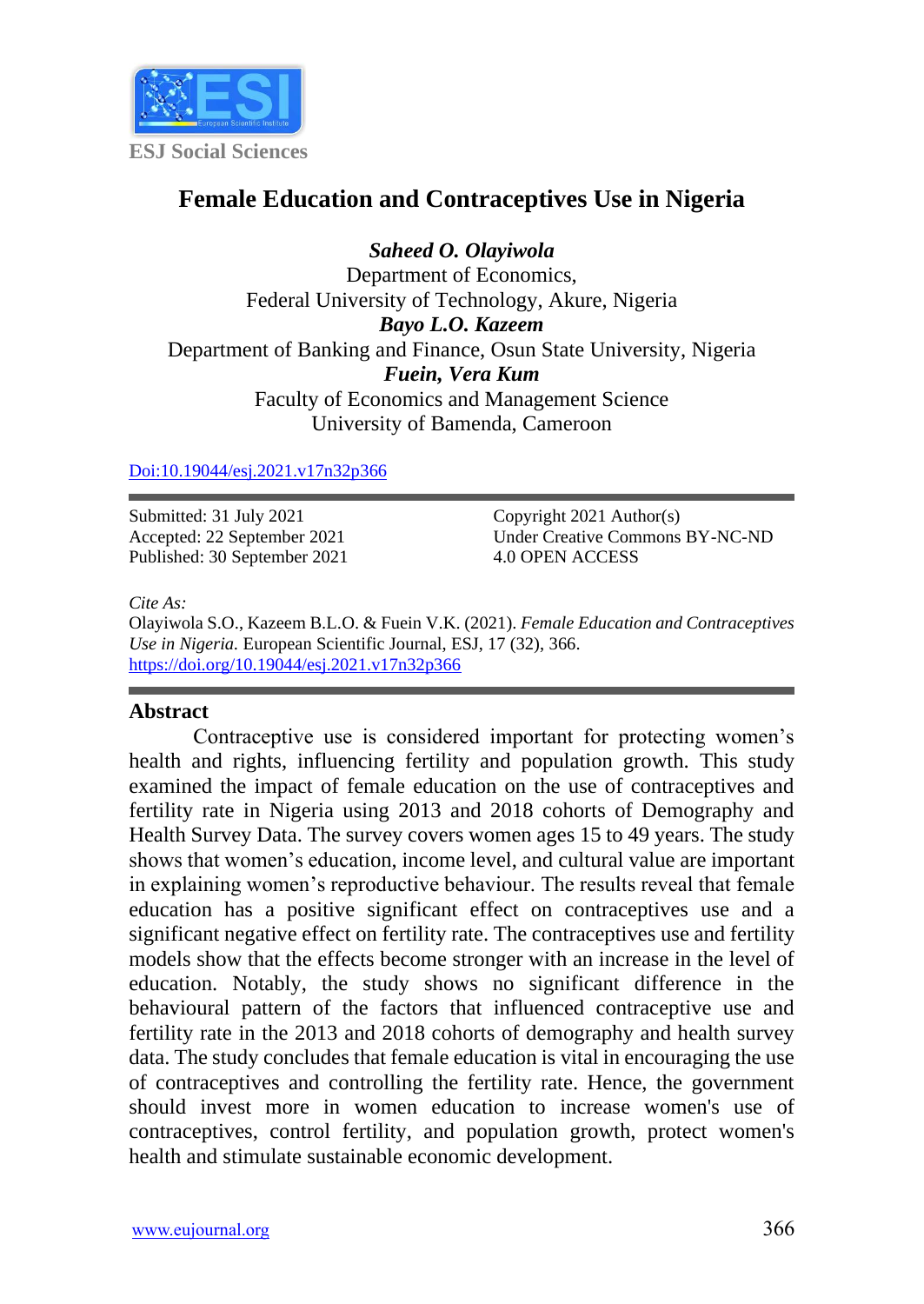ESJ Social Sciences

# Female Education and Contraceptives Use in Nigeria

***Saheed O. Olayiwola***
Department of Economics,
Federal University of Technology, Akure, Nigeria
***Bayo L.O. Kazeem***
Department of Banking and Finance, Osun State University, Nigeria
***Fuein, Vera Kum***
Faculty of Economics and Management Science
University of Bamenda, Cameroon

[Doi:10.19044/esj.2021.v17n32p366](https://doi.org/10.19044/esj.2021.v17n32p366)

Submitted: 31 July 2021
Accepted: 22 September 2021
Published: 30 September 2021

Copyright 2021 Author(s)
Under Creative Commons BY-NC-ND
4.0 OPEN ACCESS

*Cite As:*
Olayiwola S.O., Kazeem B.L.O. & Fuein V.K. (2021). *Female Education and Contraceptives Use in Nigeria.* European Scientific Journal, ESJ, 17 (32), 366. [https://doi.org/10.19044/esj.2021.v17n32p366](https://doi.org/10.19044/esj.2021.v17n32p366)

## Abstract

Contraceptive use is considered important for protecting women's health and rights, influencing fertility and population growth. This study examined the impact of female education on the use of contraceptives and fertility rate in Nigeria using 2013 and 2018 cohorts of Demography and Health Survey Data. The survey covers women ages 15 to 49 years. The study shows that women's education, income level, and cultural value are important in explaining women's reproductive behaviour. The results reveal that female education has a positive significant effect on contraceptives use and a significant negative effect on fertility rate. The contraceptives use and fertility models show that the effects become stronger with an increase in the level of education. Notably, the study shows no significant difference in the behavioural pattern of the factors that influenced contraceptive use and fertility rate in the 2013 and 2018 cohorts of demography and health survey data. The study concludes that female education is vital in encouraging the use of contraceptives and controlling the fertility rate. Hence, the government should invest more in women education to increase women's use of contraceptives, control fertility, and population growth, protect women's health and stimulate sustainable economic development.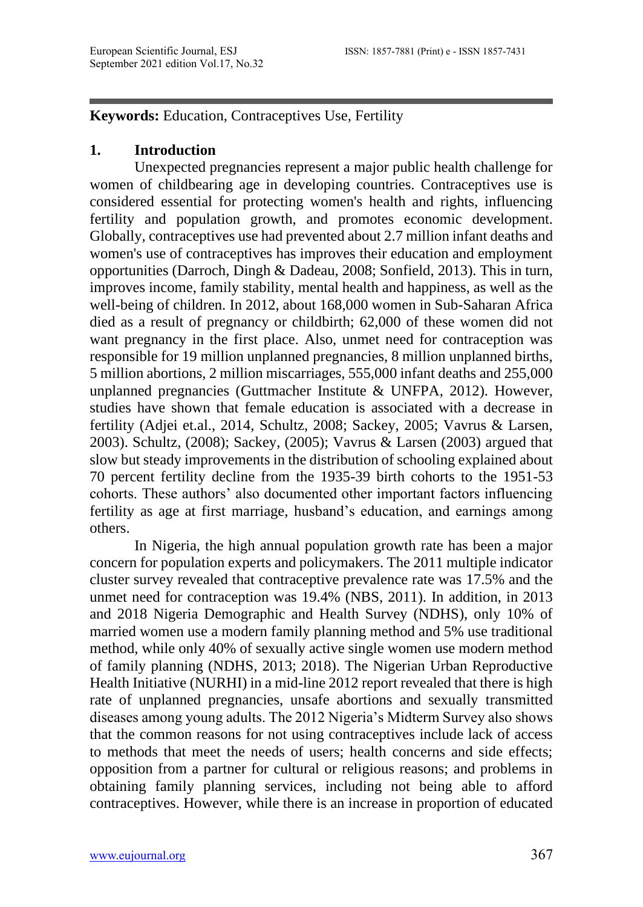**Keywords:** Education, Contraceptives Use, Fertility

## 1. Introduction

Unexpected pregnancies represent a major public health challenge for women of childbearing age in developing countries. Contraceptives use is considered essential for protecting women's health and rights, influencing fertility and population growth, and promotes economic development. Globally, contraceptives use had prevented about 2.7 million infant deaths and women's use of contraceptives has improves their education and employment opportunities (Darroch, Dingh & Dadeau, 2008; Sonfield, 2013). This in turn, improves income, family stability, mental health and happiness, as well as the well-being of children. In 2012, about 168,000 women in Sub-Saharan Africa died as a result of pregnancy or childbirth; 62,000 of these women did not want pregnancy in the first place. Also, unmet need for contraception was responsible for 19 million unplanned pregnancies, 8 million unplanned births, 5 million abortions, 2 million miscarriages, 555,000 infant deaths and 255,000 unplanned pregnancies (Guttmacher Institute & UNFPA, 2012). However, studies have shown that female education is associated with a decrease in fertility (Adjei et.al., 2014, Schultz, 2008; Sackey, 2005; Vavrus & Larsen, 2003). Schultz, (2008); Sackey, (2005); Vavrus & Larsen (2003) argued that slow but steady improvements in the distribution of schooling explained about 70 percent fertility decline from the 1935-39 birth cohorts to the 1951-53 cohorts. These authors' also documented other important factors influencing fertility as age at first marriage, husband's education, and earnings among others.

In Nigeria, the high annual population growth rate has been a major concern for population experts and policymakers. The 2011 multiple indicator cluster survey revealed that contraceptive prevalence rate was 17.5% and the unmet need for contraception was 19.4% (NBS, 2011). In addition, in 2013 and 2018 Nigeria Demographic and Health Survey (NDHS), only 10% of married women use a modern family planning method and 5% use traditional method, while only 40% of sexually active single women use modern method of family planning (NDHS, 2013; 2018). The Nigerian Urban Reproductive Health Initiative (NURHI) in a mid-line 2012 report revealed that there is high rate of unplanned pregnancies, unsafe abortions and sexually transmitted diseases among young adults. The 2012 Nigeria's Midterm Survey also shows that the common reasons for not using contraceptives include lack of access to methods that meet the needs of users; health concerns and side effects; opposition from a partner for cultural or religious reasons; and problems in obtaining family planning services, including not being able to afford contraceptives. However, while there is an increase in proportion of educated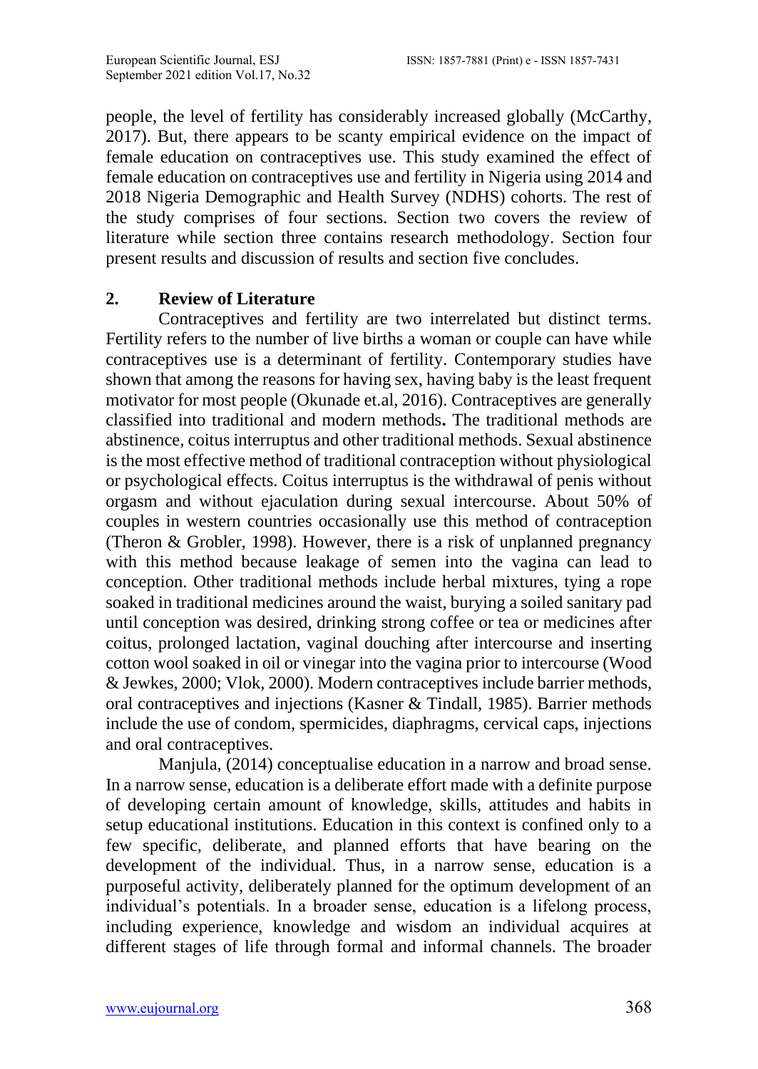people, the level of fertility has considerably increased globally (McCarthy, 2017). But, there appears to be scanty empirical evidence on the impact of female education on contraceptives use. This study examined the effect of female education on contraceptives use and fertility in Nigeria using 2014 and 2018 Nigeria Demographic and Health Survey (NDHS) cohorts. The rest of the study comprises of four sections. Section two covers the review of literature while section three contains research methodology. Section four present results and discussion of results and section five concludes.

## 2. Review of Literature

Contraceptives and fertility are two interrelated but distinct terms. Fertility refers to the number of live births a woman or couple can have while contraceptives use is a determinant of fertility. Contemporary studies have shown that among the reasons for having sex, having baby is the least frequent motivator for most people (Okunade et.al, 2016). Contraceptives are generally classified into traditional and modern methods**.** The traditional methods are abstinence, coitus interruptus and other traditional methods. Sexual abstinence is the most effective method of traditional contraception without physiological or psychological effects. Coitus interruptus is the withdrawal of penis without orgasm and without ejaculation during sexual intercourse. About 50% of couples in western countries occasionally use this method of contraception (Theron & Grobler, 1998). However, there is a risk of unplanned pregnancy with this method because leakage of semen into the vagina can lead to conception. Other traditional methods include herbal mixtures, tying a rope soaked in traditional medicines around the waist, burying a soiled sanitary pad until conception was desired, drinking strong coffee or tea or medicines after coitus, prolonged lactation, vaginal douching after intercourse and inserting cotton wool soaked in oil or vinegar into the vagina prior to intercourse (Wood & Jewkes, 2000; Vlok, 2000). Modern contraceptives include barrier methods, oral contraceptives and injections (Kasner & Tindall, 1985). Barrier methods include the use of condom, spermicides, diaphragms, cervical caps, injections and oral contraceptives.

Manjula, (2014) conceptualise education in a narrow and broad sense. In a narrow sense, education is a deliberate effort made with a definite purpose of developing certain amount of knowledge, skills, attitudes and habits in setup educational institutions. Education in this context is confined only to a few specific, deliberate, and planned efforts that have bearing on the development of the individual. Thus, in a narrow sense, education is a purposeful activity, deliberately planned for the optimum development of an individual's potentials. In a broader sense, education is a lifelong process, including experience, knowledge and wisdom an individual acquires at different stages of life through formal and informal channels. The broader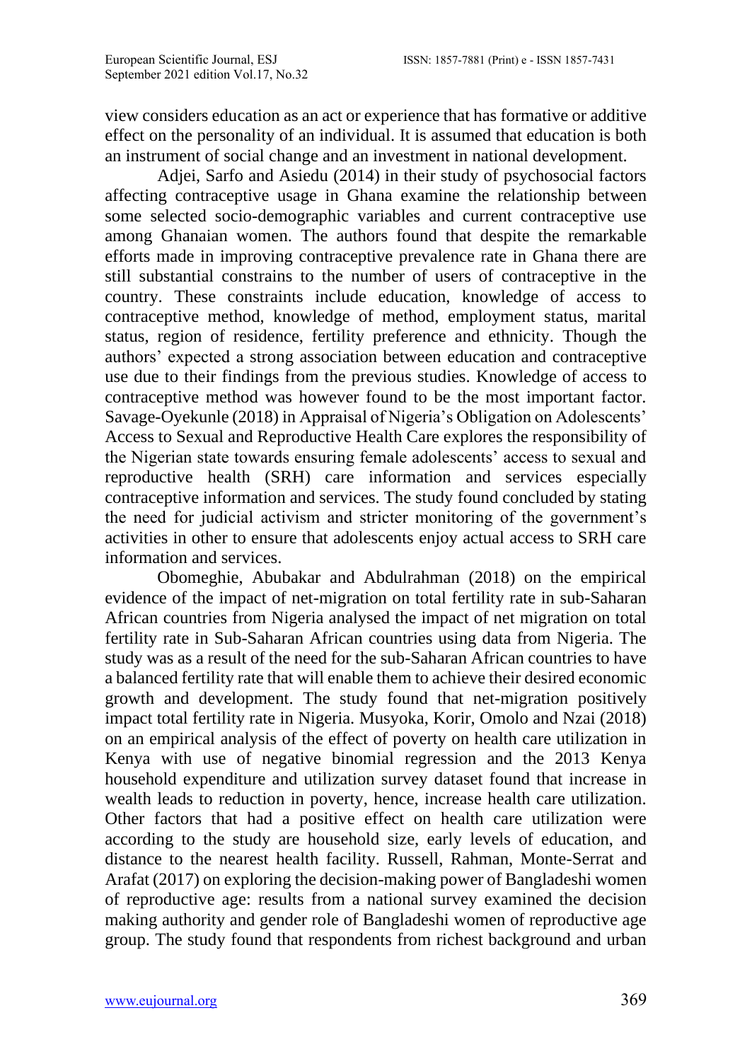view considers education as an act or experience that has formative or additive effect on the personality of an individual. It is assumed that education is both an instrument of social change and an investment in national development.

Adjei, Sarfo and Asiedu (2014) in their study of psychosocial factors affecting contraceptive usage in Ghana examine the relationship between some selected socio-demographic variables and current contraceptive use among Ghanaian women. The authors found that despite the remarkable efforts made in improving contraceptive prevalence rate in Ghana there are still substantial constrains to the number of users of contraceptive in the country. These constraints include education, knowledge of access to contraceptive method, knowledge of method, employment status, marital status, region of residence, fertility preference and ethnicity. Though the authors' expected a strong association between education and contraceptive use due to their findings from the previous studies. Knowledge of access to contraceptive method was however found to be the most important factor. Savage-Oyekunle (2018) in Appraisal of Nigeria's Obligation on Adolescents' Access to Sexual and Reproductive Health Care explores the responsibility of the Nigerian state towards ensuring female adolescents' access to sexual and reproductive health (SRH) care information and services especially contraceptive information and services. The study found concluded by stating the need for judicial activism and stricter monitoring of the government's activities in other to ensure that adolescents enjoy actual access to SRH care information and services.

Obomeghie, Abubakar and Abdulrahman (2018) on the empirical evidence of the impact of net-migration on total fertility rate in sub-Saharan African countries from Nigeria analysed the impact of net migration on total fertility rate in Sub-Saharan African countries using data from Nigeria. The study was as a result of the need for the sub-Saharan African countries to have a balanced fertility rate that will enable them to achieve their desired economic growth and development. The study found that net-migration positively impact total fertility rate in Nigeria. Musyoka, Korir, Omolo and Nzai (2018) on an empirical analysis of the effect of poverty on health care utilization in Kenya with use of negative binomial regression and the 2013 Kenya household expenditure and utilization survey dataset found that increase in wealth leads to reduction in poverty, hence, increase health care utilization. Other factors that had a positive effect on health care utilization were according to the study are household size, early levels of education, and distance to the nearest health facility. Russell, Rahman, Monte-Serrat and Arafat (2017) on exploring the decision-making power of Bangladeshi women of reproductive age: results from a national survey examined the decision making authority and gender role of Bangladeshi women of reproductive age group. The study found that respondents from richest background and urban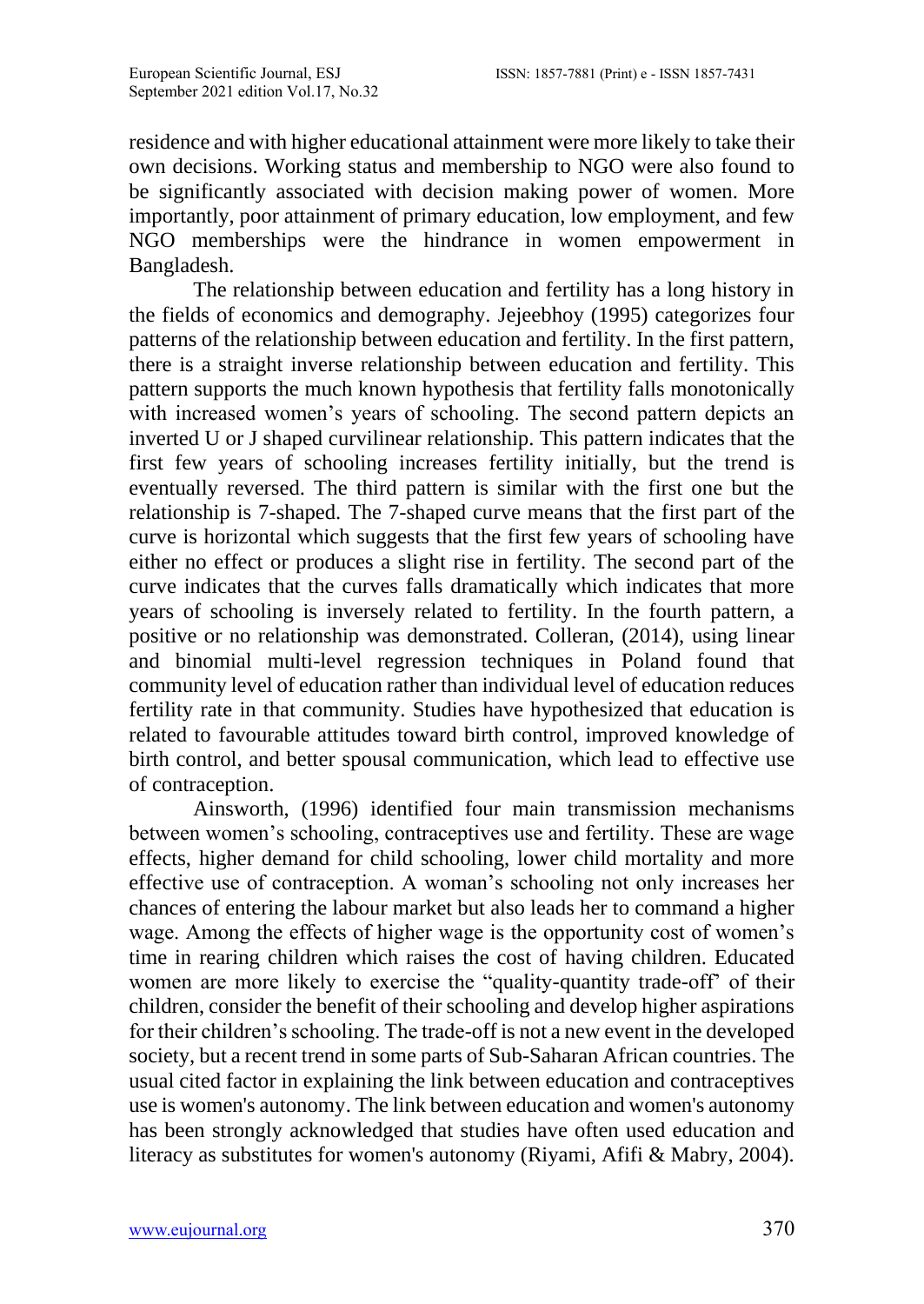residence and with higher educational attainment were more likely to take their own decisions. Working status and membership to NGO were also found to be significantly associated with decision making power of women. More importantly, poor attainment of primary education, low employment, and few NGO memberships were the hindrance in women empowerment in Bangladesh.

The relationship between education and fertility has a long history in the fields of economics and demography. Jejeebhoy (1995) categorizes four patterns of the relationship between education and fertility. In the first pattern, there is a straight inverse relationship between education and fertility. This pattern supports the much known hypothesis that fertility falls monotonically with increased women's years of schooling. The second pattern depicts an inverted U or J shaped curvilinear relationship. This pattern indicates that the first few years of schooling increases fertility initially, but the trend is eventually reversed. The third pattern is similar with the first one but the relationship is 7-shaped. The 7-shaped curve means that the first part of the curve is horizontal which suggests that the first few years of schooling have either no effect or produces a slight rise in fertility. The second part of the curve indicates that the curves falls dramatically which indicates that more years of schooling is inversely related to fertility. In the fourth pattern, a positive or no relationship was demonstrated. Colleran, (2014), using linear and binomial multi-level regression techniques in Poland found that community level of education rather than individual level of education reduces fertility rate in that community. Studies have hypothesized that education is related to favourable attitudes toward birth control, improved knowledge of birth control, and better spousal communication, which lead to effective use of contraception.

Ainsworth, (1996) identified four main transmission mechanisms between women's schooling, contraceptives use and fertility. These are wage effects, higher demand for child schooling, lower child mortality and more effective use of contraception. A woman's schooling not only increases her chances of entering the labour market but also leads her to command a higher wage. Among the effects of higher wage is the opportunity cost of women's time in rearing children which raises the cost of having children. Educated women are more likely to exercise the "quality-quantity trade-off" of their children, consider the benefit of their schooling and develop higher aspirations for their children's schooling. The trade-off is not a new event in the developed society, but a recent trend in some parts of Sub-Saharan African countries. The usual cited factor in explaining the link between education and contraceptives use is women's autonomy. The link between education and women's autonomy has been strongly acknowledged that studies have often used education and literacy as substitutes for women's autonomy (Riyami, Afifi & Mabry, 2004).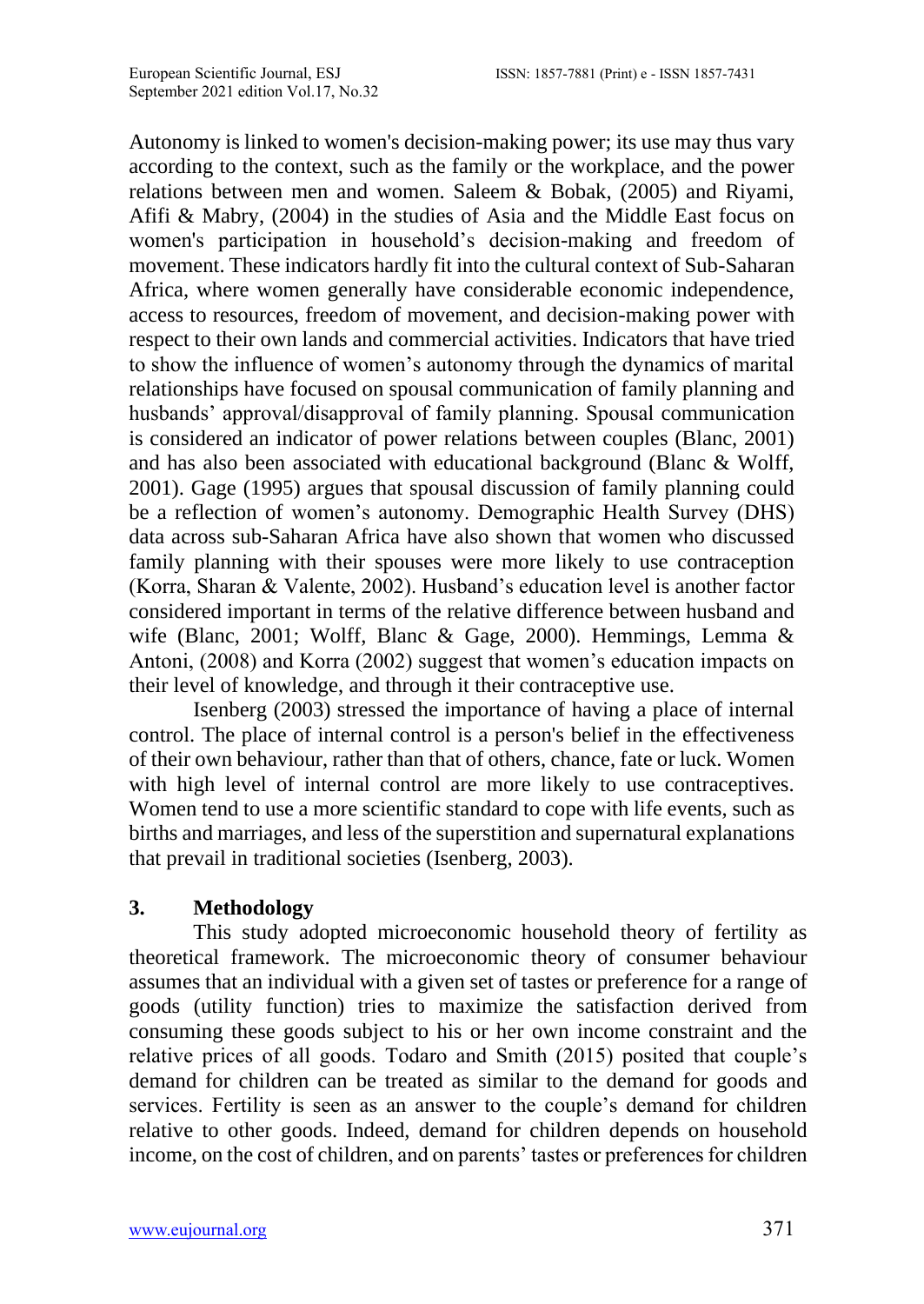Autonomy is linked to women's decision-making power; its use may thus vary according to the context, such as the family or the workplace, and the power relations between men and women. Saleem & Bobak, (2005) and Riyami, Afifi & Mabry, (2004) in the studies of Asia and the Middle East focus on women's participation in household's decision-making and freedom of movement. These indicators hardly fit into the cultural context of Sub-Saharan Africa, where women generally have considerable economic independence, access to resources, freedom of movement, and decision-making power with respect to their own lands and commercial activities. Indicators that have tried to show the influence of women's autonomy through the dynamics of marital relationships have focused on spousal communication of family planning and husbands' approval/disapproval of family planning. Spousal communication is considered an indicator of power relations between couples (Blanc, 2001) and has also been associated with educational background (Blanc & Wolff, 2001). Gage (1995) argues that spousal discussion of family planning could be a reflection of women's autonomy. Demographic Health Survey (DHS) data across sub-Saharan Africa have also shown that women who discussed family planning with their spouses were more likely to use contraception (Korra, Sharan & Valente, 2002). Husband's education level is another factor considered important in terms of the relative difference between husband and wife (Blanc, 2001; Wolff, Blanc & Gage, 2000). Hemmings, Lemma & Antoni, (2008) and Korra (2002) suggest that women's education impacts on their level of knowledge, and through it their contraceptive use.

Isenberg (2003) stressed the importance of having a place of internal control. The place of internal control is a person's belief in the effectiveness of their own behaviour, rather than that of others, chance, fate or luck. Women with high level of internal control are more likely to use contraceptives. Women tend to use a more scientific standard to cope with life events, such as births and marriages, and less of the superstition and supernatural explanations that prevail in traditional societies (Isenberg, 2003).

## 3. Methodology

This study adopted microeconomic household theory of fertility as theoretical framework. The microeconomic theory of consumer behaviour assumes that an individual with a given set of tastes or preference for a range of goods (utility function) tries to maximize the satisfaction derived from consuming these goods subject to his or her own income constraint and the relative prices of all goods. Todaro and Smith (2015) posited that couple's demand for children can be treated as similar to the demand for goods and services. Fertility is seen as an answer to the couple's demand for children relative to other goods. Indeed, demand for children depends on household income, on the cost of children, and on parents' tastes or preferences for children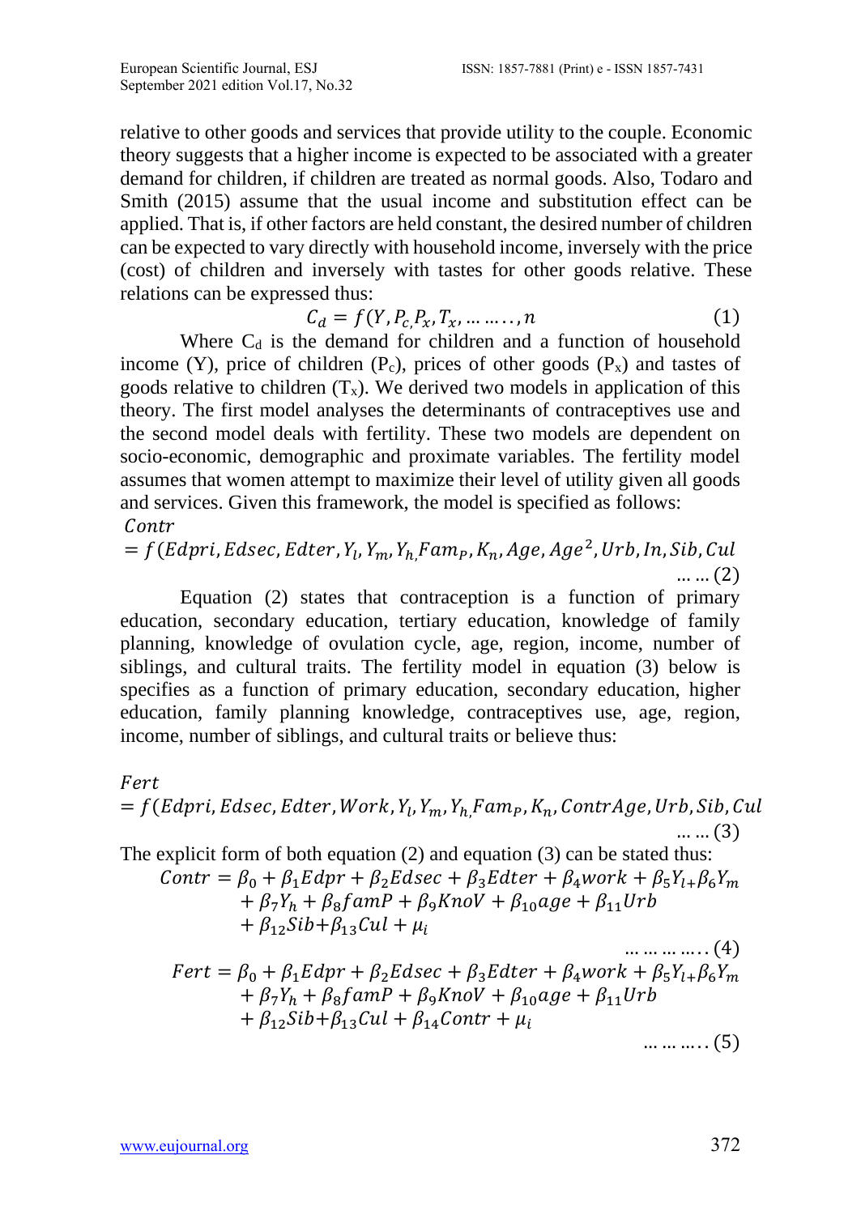relative to other goods and services that provide utility to the couple. Economic theory suggests that a higher income is expected to be associated with a greater demand for children, if children are treated as normal goods. Also, Todaro and Smith (2015) assume that the usual income and substitution effect can be applied. That is, if other factors are held constant, the desired number of children can be expected to vary directly with household income, inversely with the price (cost) of children and inversely with tastes for other goods relative. These relations can be expressed thus:

$$C_d = f(Y, P_{c,} P_x, T_x, \dots \dots .., n \qquad (1)$$

Where $C_d$ is the demand for children and a function of household income (Y), price of children ($P_c$), prices of other goods ($P_x$) and tastes of goods relative to children ($T_x$). We derived two models in application of this theory. The first model analyses the determinants of contraceptives use and the second model deals with fertility. These two models are dependent on socio-economic, demographic and proximate variables. The fertility model assumes that women attempt to maximize their level of utility given all goods and services. Given this framework, the model is specified as follows:

$$Contr = f(Edpri, Edsec, Edter, Y_l, Y_m, Y_{h,} Fam_P, K_n, Age, Age^2, Urb, In, Sib, Cul \quad \dots \dots (2)$$

Equation (2) states that contraception is a function of primary education, secondary education, tertiary education, knowledge of family planning, knowledge of ovulation cycle, age, region, income, number of siblings, and cultural traits. The fertility model in equation (3) below is specifies as a function of primary education, secondary education, higher education, family planning knowledge, contraceptives use, age, region, income, number of siblings, and cultural traits or believe thus:

$$Fert = f(Edpri, Edsec, Edter, Work, Y_l, Y_m, Y_{h,} Fam_P, K_n, ContrAge, Urb, Sib, Cul \quad \dots \dots (3)$$

The explicit form of both equation (2) and equation (3) can be stated thus:

$$Contr = \beta_0 + \beta_1 Edpr + \beta_2 Edsec + \beta_3 Edter + \beta_4 work + \beta_5 Y_{l+} \beta_6 Y_m + \beta_7 Y_h + \beta_8 famP + \beta_9 KnoV + \beta_{10} age + \beta_{11} Urb + \beta_{12} Sib + \beta_{13} Cul + \mu_i \quad \dots \dots \dots \dots . (4)$$

$$Fert = \beta_0 + \beta_1 Edpr + \beta_2 Edsec + \beta_3 Edter + \beta_4 work + \beta_5 Y_{l+} \beta_6 Y_m + \beta_7 Y_h + \beta_8 famP + \beta_9 KnoV + \beta_{10} age + \beta_{11} Urb + \beta_{12} Sib + \beta_{13} Cul + \beta_{14} Contr + \mu_i \quad \dots \dots \dots . (5)$$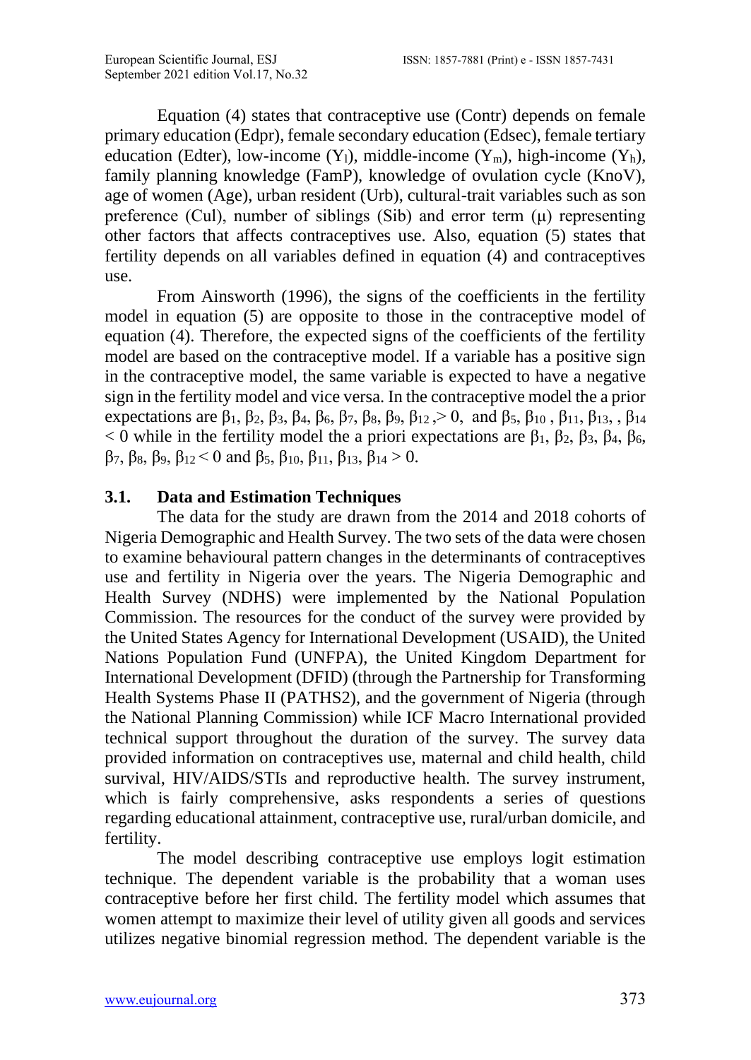Equation (4) states that contraceptive use (Contr) depends on female primary education (Edpr), female secondary education (Edsec), female tertiary education (Edter), low-income ($Y_l$), middle-income ($Y_m$), high-income ($Y_h$), family planning knowledge (FamP), knowledge of ovulation cycle (KnoV), age of women (Age), urban resident (Urb), cultural-trait variables such as son preference (Cul), number of siblings (Sib) and error term ($\mu$) representing other factors that affects contraceptives use. Also, equation (5) states that fertility depends on all variables defined in equation (4) and contraceptives use.

From Ainsworth (1996), the signs of the coefficients in the fertility model in equation (5) are opposite to those in the contraceptive model of equation (4). Therefore, the expected signs of the coefficients of the fertility model are based on the contraceptive model. If a variable has a positive sign in the contraceptive model, the same variable is expected to have a negative sign in the fertility model and vice versa. In the contraceptive model the a prior expectations are $\beta_1, \beta_2, \beta_3, \beta_4, \beta_6, \beta_7, \beta_8, \beta_9, \beta_{12}, > 0$, and $\beta_5, \beta_{10}, \beta_{11}, \beta_{13}, , \beta_{14} < 0$ while in the fertility model the a priori expectations are $\beta_1, \beta_2, \beta_3, \beta_4, \beta_6, \beta_7, \beta_8, \beta_9, \beta_{12} < 0$ and $\beta_5, \beta_{10}, \beta_{11}, \beta_{13}, \beta_{14} > 0$.

### 3.1. Data and Estimation Techniques

The data for the study are drawn from the 2014 and 2018 cohorts of Nigeria Demographic and Health Survey. The two sets of the data were chosen to examine behavioural pattern changes in the determinants of contraceptives use and fertility in Nigeria over the years. The Nigeria Demographic and Health Survey (NDHS) were implemented by the National Population Commission. The resources for the conduct of the survey were provided by the United States Agency for International Development (USAID), the United Nations Population Fund (UNFPA), the United Kingdom Department for International Development (DFID) (through the Partnership for Transforming Health Systems Phase II (PATHS2), and the government of Nigeria (through the National Planning Commission) while ICF Macro International provided technical support throughout the duration of the survey. The survey data provided information on contraceptives use, maternal and child health, child survival, HIV/AIDS/STIs and reproductive health. The survey instrument, which is fairly comprehensive, asks respondents a series of questions regarding educational attainment, contraceptive use, rural/urban domicile, and fertility.

The model describing contraceptive use employs logit estimation technique. The dependent variable is the probability that a woman uses contraceptive before her first child. The fertility model which assumes that women attempt to maximize their level of utility given all goods and services utilizes negative binomial regression method. The dependent variable is the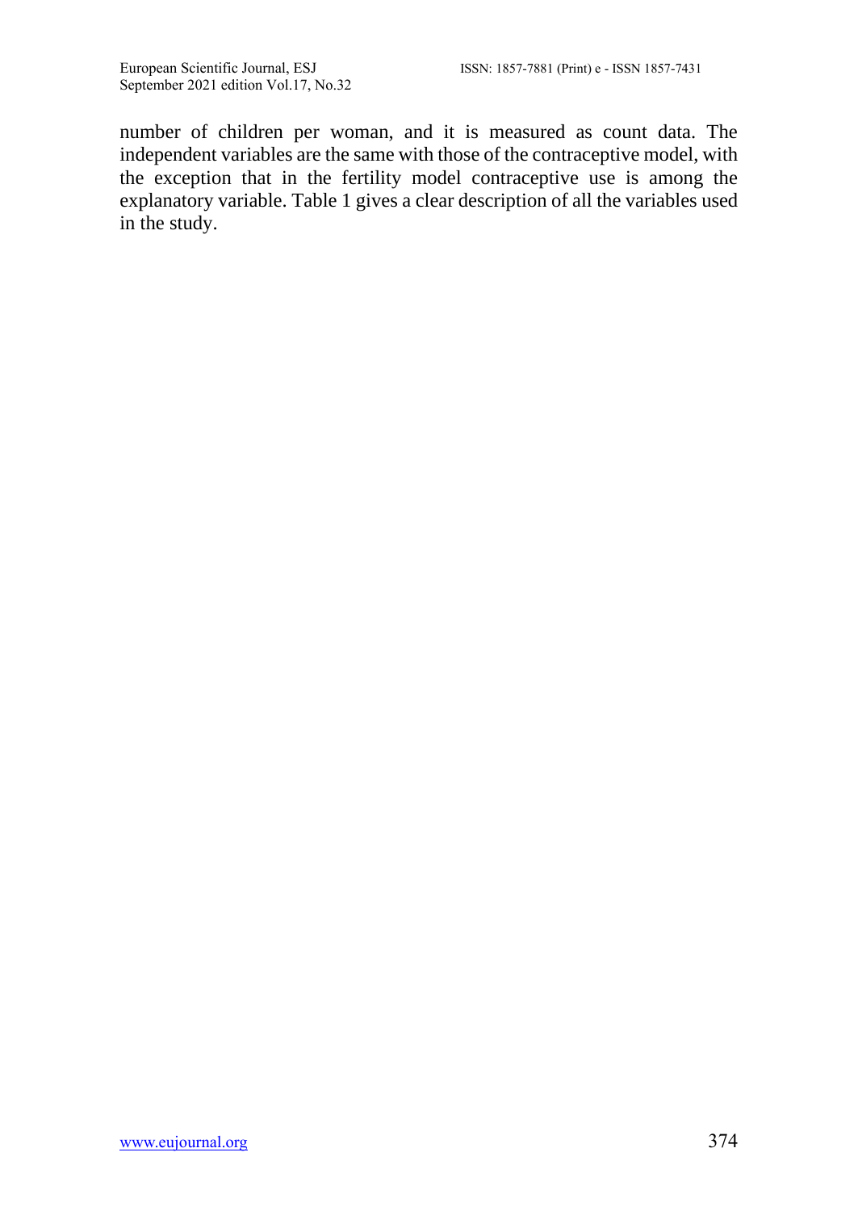number of children per woman, and it is measured as count data. The independent variables are the same with those of the contraceptive model, with the exception that in the fertility model contraceptive use is among the explanatory variable. Table 1 gives a clear description of all the variables used in the study.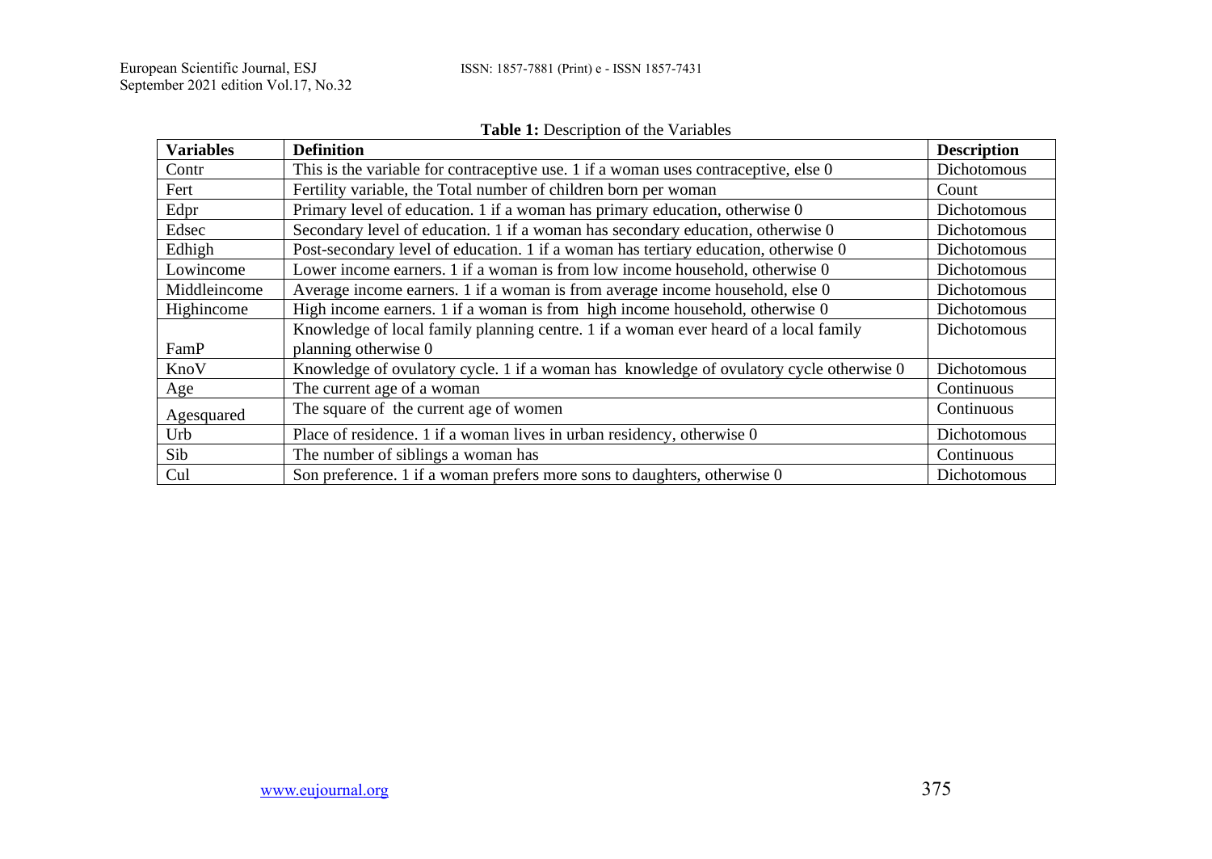**Table 1:** Description of the Variables

| Variables | Definition | Description |
|---|---|---|
| Contr | This is the variable for contraceptive use. 1 if a woman uses contraceptive, else 0 | Dichotomous |
| Fert | Fertility variable, the Total number of children born per woman | Count |
| Edpr | Primary level of education. 1 if a woman has primary education, otherwise 0 | Dichotomous |
| Edsec | Secondary level of education. 1 if a woman has secondary education, otherwise 0 | Dichotomous |
| Edhigh | Post-secondary level of education. 1 if a woman has tertiary education, otherwise 0 | Dichotomous |
| Lowincome | Lower income earners. 1 if a woman is from low income household, otherwise 0 | Dichotomous |
| Middleincome | Average income earners. 1 if a woman is from average income household, else 0 | Dichotomous |
| Highincome | High income earners. 1 if a woman is from high income household, otherwise 0 | Dichotomous |
| FamP | Knowledge of local family planning centre. 1 if a woman ever heard of a local family planning otherwise 0 | Dichotomous |
| KnoV | Knowledge of ovulatory cycle. 1 if a woman has knowledge of ovulatory cycle otherwise 0 | Dichotomous |
| Age | The current age of a woman | Continuous |
| Agesquared | The square of the current age of women | Continuous |
| Urb | Place of residence. 1 if a woman lives in urban residency, otherwise 0 | Dichotomous |
| Sib | The number of siblings a woman has | Continuous |
| Cul | Son preference. 1 if a woman prefers more sons to daughters, otherwise 0 | Dichotomous |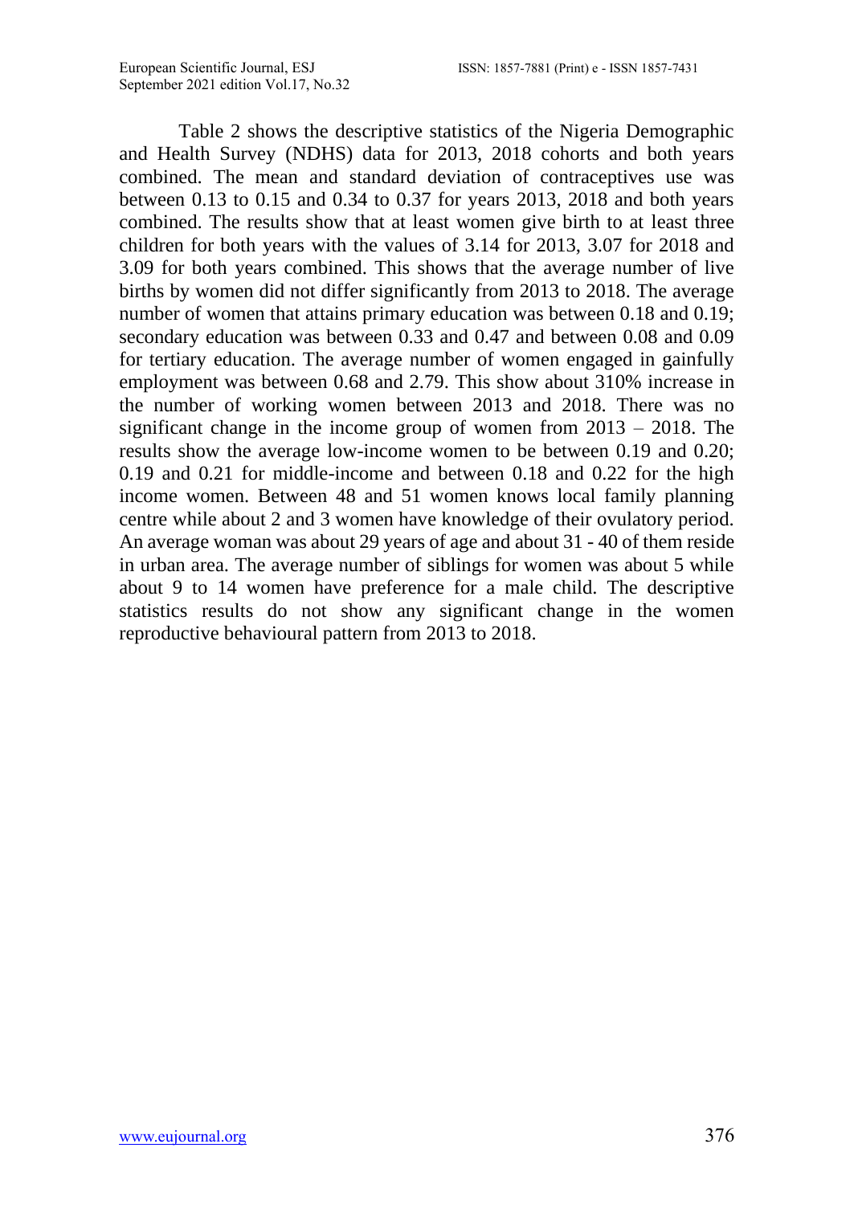Table 2 shows the descriptive statistics of the Nigeria Demographic and Health Survey (NDHS) data for 2013, 2018 cohorts and both years combined. The mean and standard deviation of contraceptives use was between 0.13 to 0.15 and 0.34 to 0.37 for years 2013, 2018 and both years combined. The results show that at least women give birth to at least three children for both years with the values of 3.14 for 2013, 3.07 for 2018 and 3.09 for both years combined. This shows that the average number of live births by women did not differ significantly from 2013 to 2018. The average number of women that attains primary education was between 0.18 and 0.19; secondary education was between 0.33 and 0.47 and between 0.08 and 0.09 for tertiary education. The average number of women engaged in gainfully employment was between 0.68 and 2.79. This show about 310% increase in the number of working women between 2013 and 2018. There was no significant change in the income group of women from 2013 – 2018. The results show the average low-income women to be between 0.19 and 0.20; 0.19 and 0.21 for middle-income and between 0.18 and 0.22 for the high income women. Between 48 and 51 women knows local family planning centre while about 2 and 3 women have knowledge of their ovulatory period. An average woman was about 29 years of age and about 31 - 40 of them reside in urban area. The average number of siblings for women was about 5 while about 9 to 14 women have preference for a male child. The descriptive statistics results do not show any significant change in the women reproductive behavioural pattern from 2013 to 2018.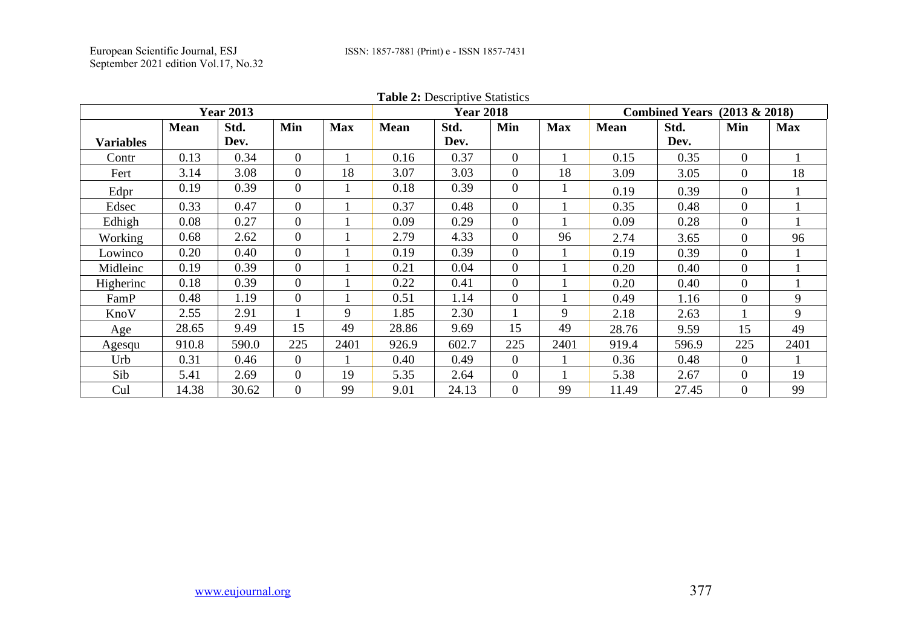**Table 2:** Descriptive Statistics

| | Year 2013 | | | | Year 2018 | | | | Combined Years (2013 & 2018) | | | |
|---|---|---|---|---|---|---|---|---|---|---|---|---|
| **Variables** | **Mean** | **Std. Dev.** | **Min** | **Max** | **Mean** | **Std. Dev.** | **Min** | **Max** | **Mean** | **Std. Dev.** | **Min** | **Max** |
| Contr | 0.13 | 0.34 | 0 | 1 | 0.16 | 0.37 | 0 | 1 | 0.15 | 0.35 | 0 | 1 |
| Fert | 3.14 | 3.08 | 0 | 18 | 3.07 | 3.03 | 0 | 18 | 3.09 | 3.05 | 0 | 18 |
| Edpr | 0.19 | 0.39 | 0 | 1 | 0.18 | 0.39 | 0 | 1 | 0.19 | 0.39 | 0 | 1 |
| Edsec | 0.33 | 0.47 | 0 | 1 | 0.37 | 0.48 | 0 | 1 | 0.35 | 0.48 | 0 | 1 |
| Edhigh | 0.08 | 0.27 | 0 | 1 | 0.09 | 0.29 | 0 | 1 | 0.09 | 0.28 | 0 | 1 |
| Working | 0.68 | 2.62 | 0 | 1 | 2.79 | 4.33 | 0 | 96 | 2.74 | 3.65 | 0 | 96 |
| Lowinco | 0.20 | 0.40 | 0 | 1 | 0.19 | 0.39 | 0 | 1 | 0.19 | 0.39 | 0 | 1 |
| Midleinc | 0.19 | 0.39 | 0 | 1 | 0.21 | 0.04 | 0 | 1 | 0.20 | 0.40 | 0 | 1 |
| Higherinc | 0.18 | 0.39 | 0 | 1 | 0.22 | 0.41 | 0 | 1 | 0.20 | 0.40 | 0 | 1 |
| FamP | 0.48 | 1.19 | 0 | 1 | 0.51 | 1.14 | 0 | 1 | 0.49 | 1.16 | 0 | 9 |
| KnoV | 2.55 | 2.91 | 1 | 9 | 1.85 | 2.30 | 1 | 9 | 2.18 | 2.63 | 1 | 9 |
| Age | 28.65 | 9.49 | 15 | 49 | 28.86 | 9.69 | 15 | 49 | 28.76 | 9.59 | 15 | 49 |
| Agesqu | 910.8 | 590.0 | 225 | 2401 | 926.9 | 602.7 | 225 | 2401 | 919.4 | 596.9 | 225 | 2401 |
| Urb | 0.31 | 0.46 | 0 | 1 | 0.40 | 0.49 | 0 | 1 | 0.36 | 0.48 | 0 | 1 |
| Sib | 5.41 | 2.69 | 0 | 19 | 5.35 | 2.64 | 0 | 1 | 5.38 | 2.67 | 0 | 19 |
| Cul | 14.38 | 30.62 | 0 | 99 | 9.01 | 24.13 | 0 | 99 | 11.49 | 27.45 | 0 | 99 |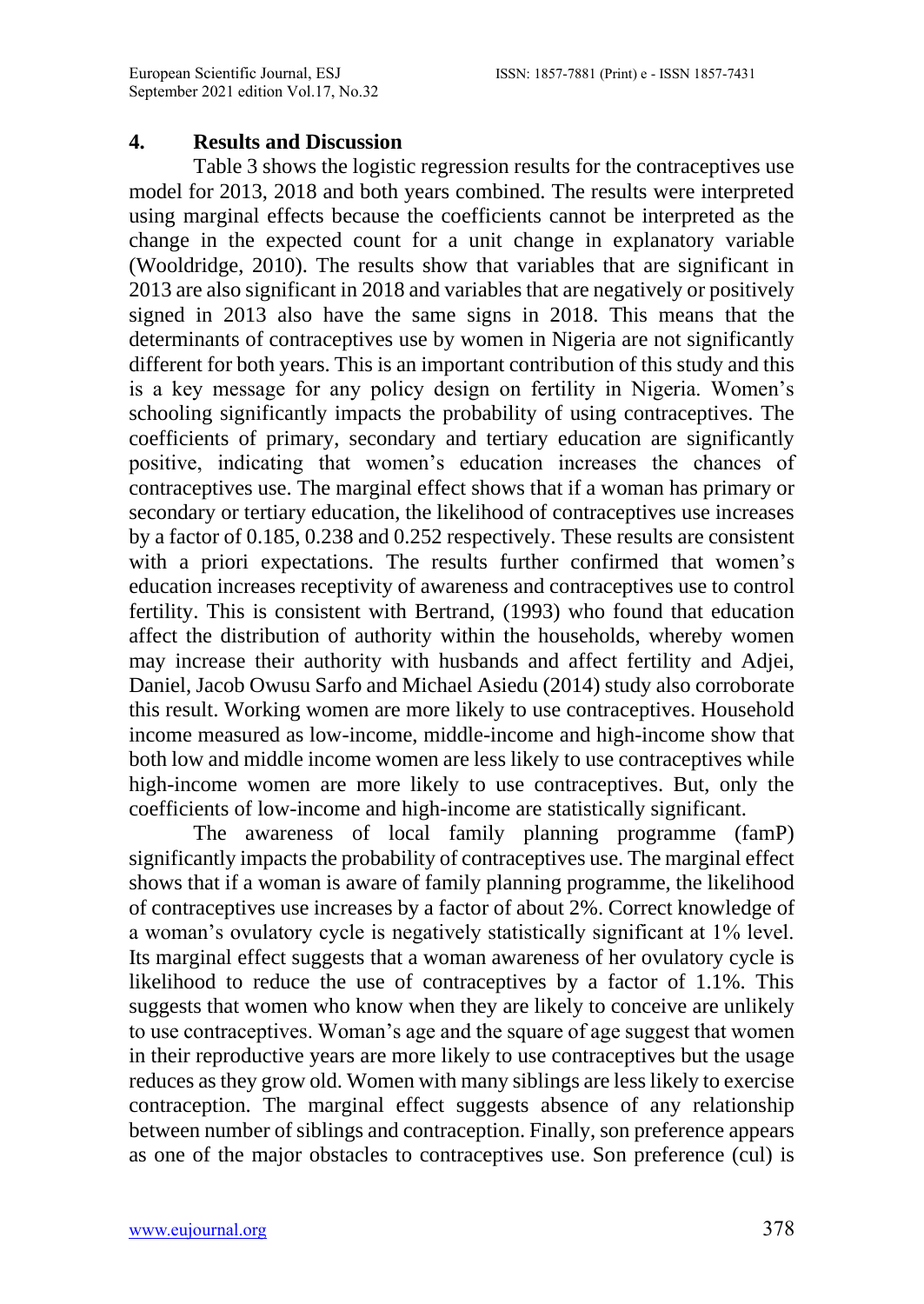## 4. Results and Discussion

Table 3 shows the logistic regression results for the contraceptives use model for 2013, 2018 and both years combined. The results were interpreted using marginal effects because the coefficients cannot be interpreted as the change in the expected count for a unit change in explanatory variable (Wooldridge, 2010). The results show that variables that are significant in 2013 are also significant in 2018 and variables that are negatively or positively signed in 2013 also have the same signs in 2018. This means that the determinants of contraceptives use by women in Nigeria are not significantly different for both years. This is an important contribution of this study and this is a key message for any policy design on fertility in Nigeria. Women's schooling significantly impacts the probability of using contraceptives. The coefficients of primary, secondary and tertiary education are significantly positive, indicating that women's education increases the chances of contraceptives use. The marginal effect shows that if a woman has primary or secondary or tertiary education, the likelihood of contraceptives use increases by a factor of 0.185, 0.238 and 0.252 respectively. These results are consistent with a priori expectations. The results further confirmed that women's education increases receptivity of awareness and contraceptives use to control fertility. This is consistent with Bertrand, (1993) who found that education affect the distribution of authority within the households, whereby women may increase their authority with husbands and affect fertility and Adjei, Daniel, Jacob Owusu Sarfo and Michael Asiedu (2014) study also corroborate this result. Working women are more likely to use contraceptives. Household income measured as low-income, middle-income and high-income show that both low and middle income women are less likely to use contraceptives while high-income women are more likely to use contraceptives. But, only the coefficients of low-income and high-income are statistically significant.

The awareness of local family planning programme (famP) significantly impacts the probability of contraceptives use. The marginal effect shows that if a woman is aware of family planning programme, the likelihood of contraceptives use increases by a factor of about 2%. Correct knowledge of a woman's ovulatory cycle is negatively statistically significant at 1% level. Its marginal effect suggests that a woman awareness of her ovulatory cycle is likelihood to reduce the use of contraceptives by a factor of 1.1%. This suggests that women who know when they are likely to conceive are unlikely to use contraceptives. Woman's age and the square of age suggest that women in their reproductive years are more likely to use contraceptives but the usage reduces as they grow old. Women with many siblings are less likely to exercise contraception. The marginal effect suggests absence of any relationship between number of siblings and contraception. Finally, son preference appears as one of the major obstacles to contraceptives use. Son preference (cul) is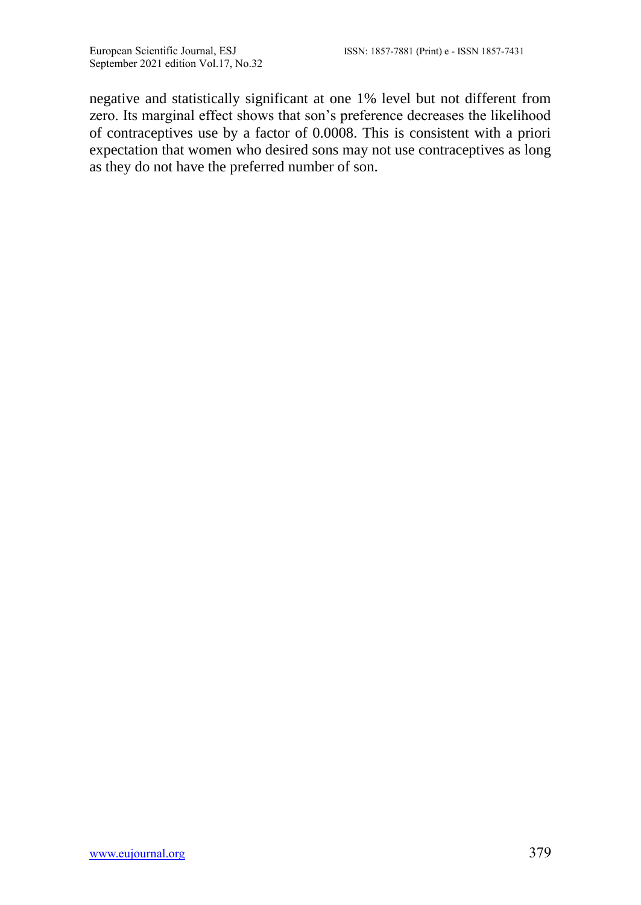negative and statistically significant at one 1% level but not different from zero. Its marginal effect shows that son's preference decreases the likelihood of contraceptives use by a factor of 0.0008. This is consistent with a priori expectation that women who desired sons may not use contraceptives as long as they do not have the preferred number of son.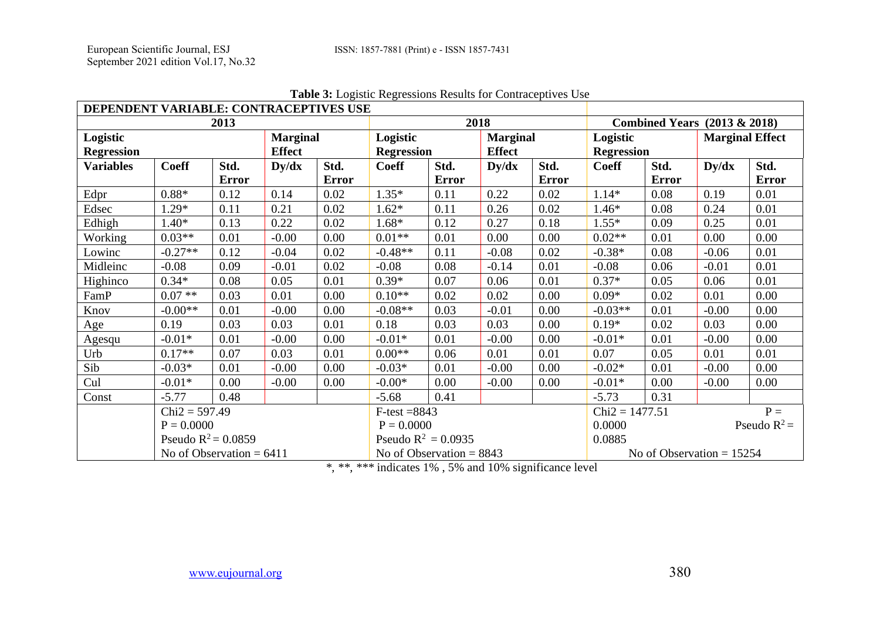**Table 3:** Logistic Regressions Results for Contraceptives Use

| DEPENDENT VARIABLE: CONTRACEPTIVES USE | | | | | | | | | | | | |
|---|---|---|---|---|---|---|---|---|---|---|---|---|
| | 2013 | | | | 2018 | | | | Combined Years (2013 & 2018) | | | |
| | Logistic Regression | | Marginal Effect | | Logistic Regression | | Marginal Effect | | Logistic Regression | | Marginal Effect | |
| **Variables** | **Coeff** | **Std. Error** | **Dy/dx** | **Std. Error** | **Coeff** | **Std. Error** | **Dy/dx** | **Std. Error** | **Coeff** | **Std. Error** | **Dy/dx** | **Std. Error** |
| Edpr | 0.88* | 0.12 | 0.14 | 0.02 | 1.35* | 0.11 | 0.22 | 0.02 | 1.14* | 0.08 | 0.19 | 0.01 |
| Edsec | 1.29* | 0.11 | 0.21 | 0.02 | 1.62* | 0.11 | 0.26 | 0.02 | 1.46* | 0.08 | 0.24 | 0.01 |
| Edhigh | 1.40* | 0.13 | 0.22 | 0.02 | 1.68* | 0.12 | 0.27 | 0.18 | 1.55* | 0.09 | 0.25 | 0.01 |
| Working | 0.03** | 0.01 | -0.00 | 0.00 | 0.01** | 0.01 | 0.00 | 0.00 | 0.02** | 0.01 | 0.00 | 0.00 |
| Lowinc | -0.27** | 0.12 | -0.04 | 0.02 | -0.48** | 0.11 | -0.08 | 0.02 | -0.38* | 0.08 | -0.06 | 0.01 |
| Midleinc | -0.08 | 0.09 | -0.01 | 0.02 | -0.08 | 0.08 | -0.14 | 0.01 | -0.08 | 0.06 | -0.01 | 0.01 |
| Highinco | 0.34* | 0.08 | 0.05 | 0.01 | 0.39* | 0.07 | 0.06 | 0.01 | 0.37* | 0.05 | 0.06 | 0.01 |
| FamP | 0.07 ** | 0.03 | 0.01 | 0.00 | 0.10** | 0.02 | 0.02 | 0.00 | 0.09* | 0.02 | 0.01 | 0.00 |
| Knov | -0.00** | 0.01 | -0.00 | 0.00 | -0.08** | 0.03 | -0.01 | 0.00 | -0.03** | 0.01 | -0.00 | 0.00 |
| Age | 0.19 | 0.03 | 0.03 | 0.01 | 0.18 | 0.03 | 0.03 | 0.00 | 0.19* | 0.02 | 0.03 | 0.00 |
| Agesqu | -0.01* | 0.01 | -0.00 | 0.00 | -0.01* | 0.01 | -0.00 | 0.00 | -0.01* | 0.01 | -0.00 | 0.00 |
| Urb | 0.17** | 0.07 | 0.03 | 0.01 | 0.00** | 0.06 | 0.01 | 0.01 | 0.07 | 0.05 | 0.01 | 0.01 |
| Sib | -0.03* | 0.01 | -0.00 | 0.00 | -0.03* | 0.01 | -0.00 | 0.00 | -0.02* | 0.01 | -0.00 | 0.00 |
| Cul | -0.01* | 0.00 | -0.00 | 0.00 | -0.00* | 0.00 | -0.00 | 0.00 | -0.01* | 0.00 | -0.00 | 0.00 |
| Const | -5.77 | 0.48 | | | -5.68 | 0.41 | | | -5.73 | 0.31 | | |
| | Chi2 = 597.49<br>P = 0.0000<br>Pseudo $R^2$ = 0.0859<br>No of Observation = 6411 | | | | F-test =8843<br>P = 0.0000<br>Pseudo $R^2$ = 0.0935<br>No of Observation = 8843 | | | | Chi2 = 1477.51 P = 0.0000 Pseudo $R^2$ = 0.0885<br>No of Observation = 15254 | | | |

*, **, *** indicates 1% , 5% and 10% significance level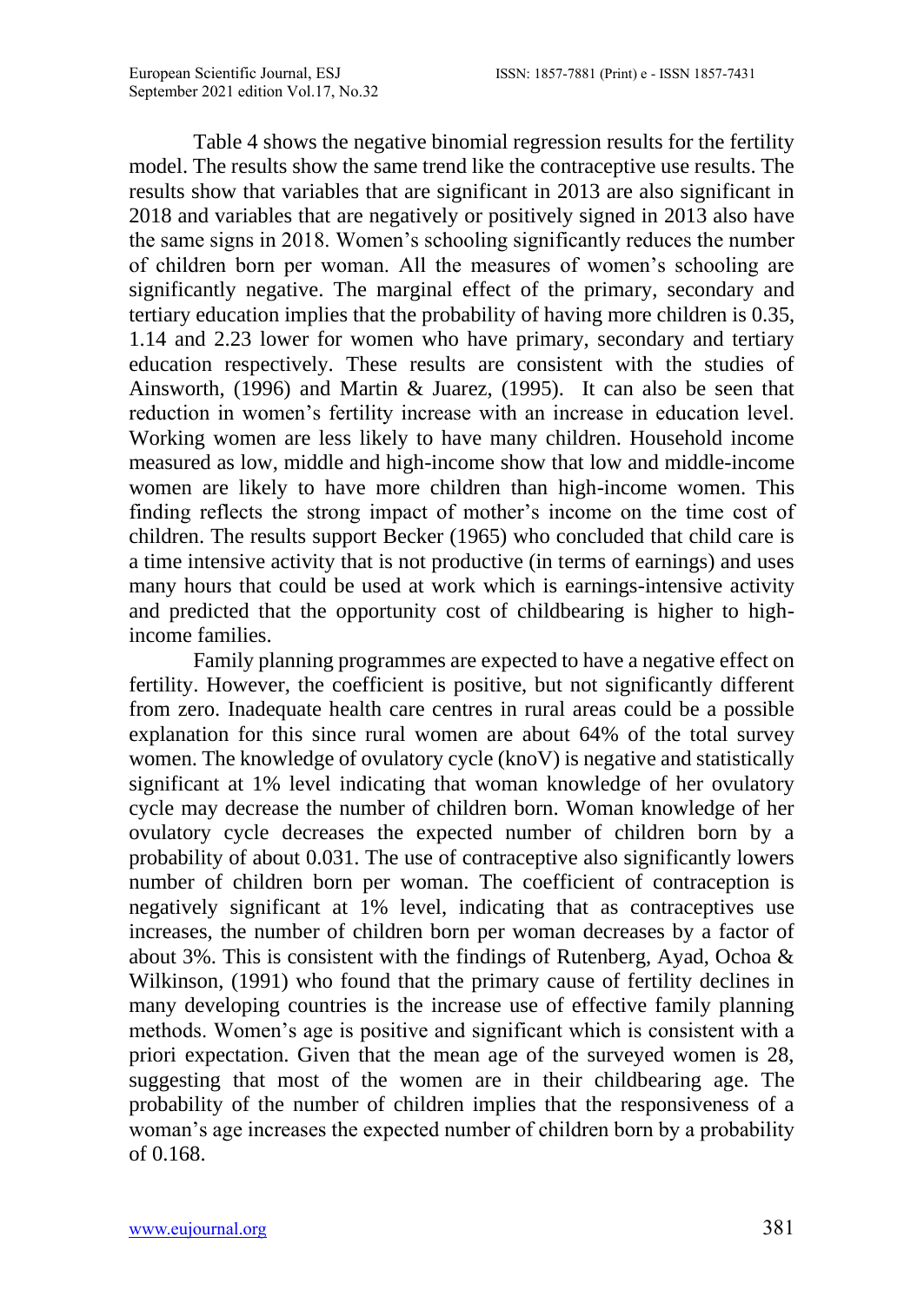Table 4 shows the negative binomial regression results for the fertility model. The results show the same trend like the contraceptive use results. The results show that variables that are significant in 2013 are also significant in 2018 and variables that are negatively or positively signed in 2013 also have the same signs in 2018. Women's schooling significantly reduces the number of children born per woman. All the measures of women's schooling are significantly negative. The marginal effect of the primary, secondary and tertiary education implies that the probability of having more children is 0.35, 1.14 and 2.23 lower for women who have primary, secondary and tertiary education respectively. These results are consistent with the studies of Ainsworth, (1996) and Martin & Juarez, (1995). It can also be seen that reduction in women's fertility increase with an increase in education level. Working women are less likely to have many children. Household income measured as low, middle and high-income show that low and middle-income women are likely to have more children than high-income women. This finding reflects the strong impact of mother's income on the time cost of children. The results support Becker (1965) who concluded that child care is a time intensive activity that is not productive (in terms of earnings) and uses many hours that could be used at work which is earnings-intensive activity and predicted that the opportunity cost of childbearing is higher to high-income families.

Family planning programmes are expected to have a negative effect on fertility. However, the coefficient is positive, but not significantly different from zero. Inadequate health care centres in rural areas could be a possible explanation for this since rural women are about 64% of the total survey women. The knowledge of ovulatory cycle (knoV) is negative and statistically significant at 1% level indicating that woman knowledge of her ovulatory cycle may decrease the number of children born. Woman knowledge of her ovulatory cycle decreases the expected number of children born by a probability of about 0.031. The use of contraceptive also significantly lowers number of children born per woman. The coefficient of contraception is negatively significant at 1% level, indicating that as contraceptives use increases, the number of children born per woman decreases by a factor of about 3%. This is consistent with the findings of Rutenberg, Ayad, Ochoa & Wilkinson, (1991) who found that the primary cause of fertility declines in many developing countries is the increase use of effective family planning methods. Women's age is positive and significant which is consistent with a priori expectation. Given that the mean age of the surveyed women is 28, suggesting that most of the women are in their childbearing age. The probability of the number of children implies that the responsiveness of a woman's age increases the expected number of children born by a probability of 0.168.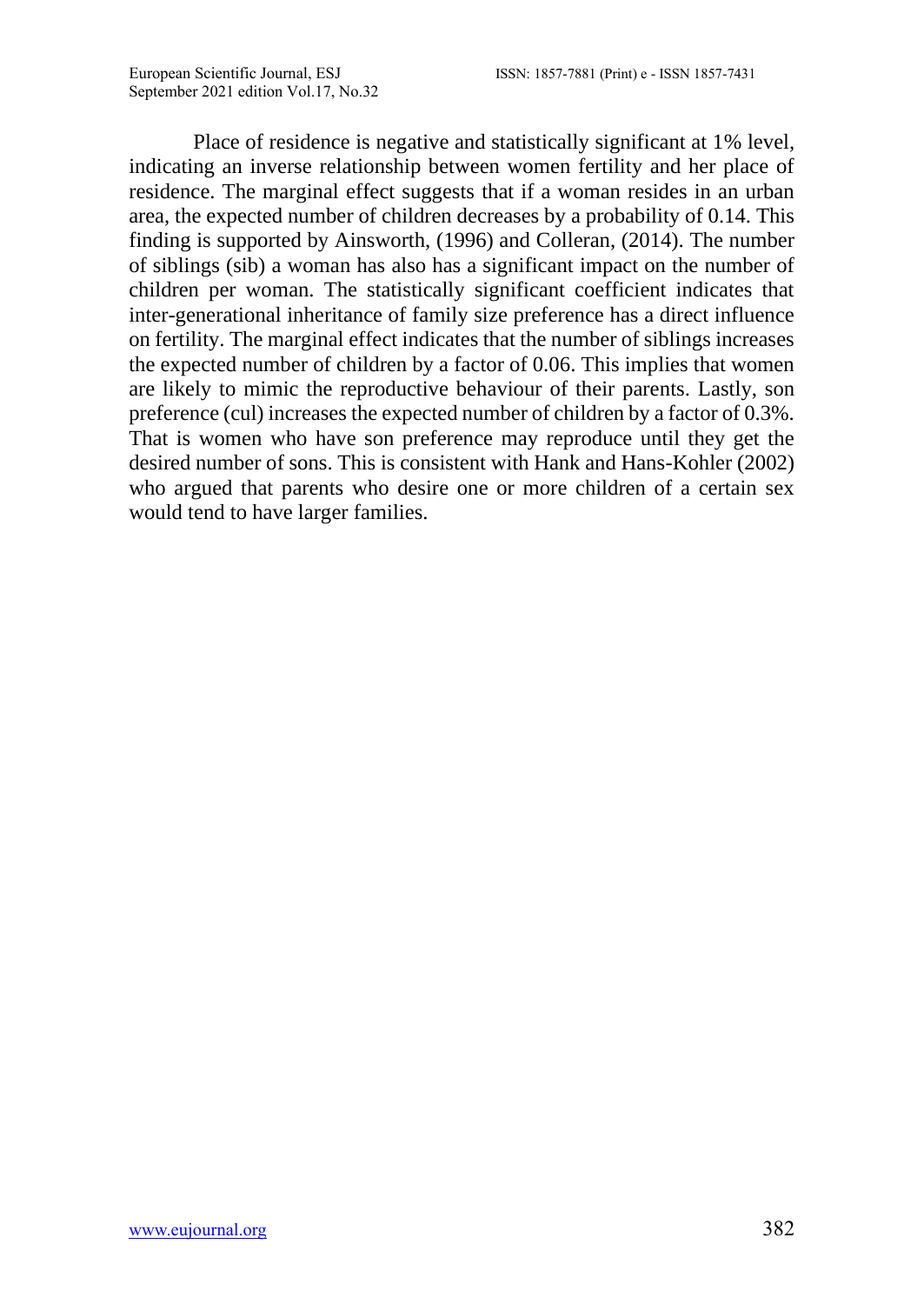Place of residence is negative and statistically significant at 1% level, indicating an inverse relationship between women fertility and her place of residence. The marginal effect suggests that if a woman resides in an urban area, the expected number of children decreases by a probability of 0.14. This finding is supported by Ainsworth, (1996) and Colleran, (2014). The number of siblings (sib) a woman has also has a significant impact on the number of children per woman. The statistically significant coefficient indicates that inter-generational inheritance of family size preference has a direct influence on fertility. The marginal effect indicates that the number of siblings increases the expected number of children by a factor of 0.06. This implies that women are likely to mimic the reproductive behaviour of their parents. Lastly, son preference (cul) increases the expected number of children by a factor of 0.3%. That is women who have son preference may reproduce until they get the desired number of sons. This is consistent with Hank and Hans-Kohler (2002) who argued that parents who desire one or more children of a certain sex would tend to have larger families.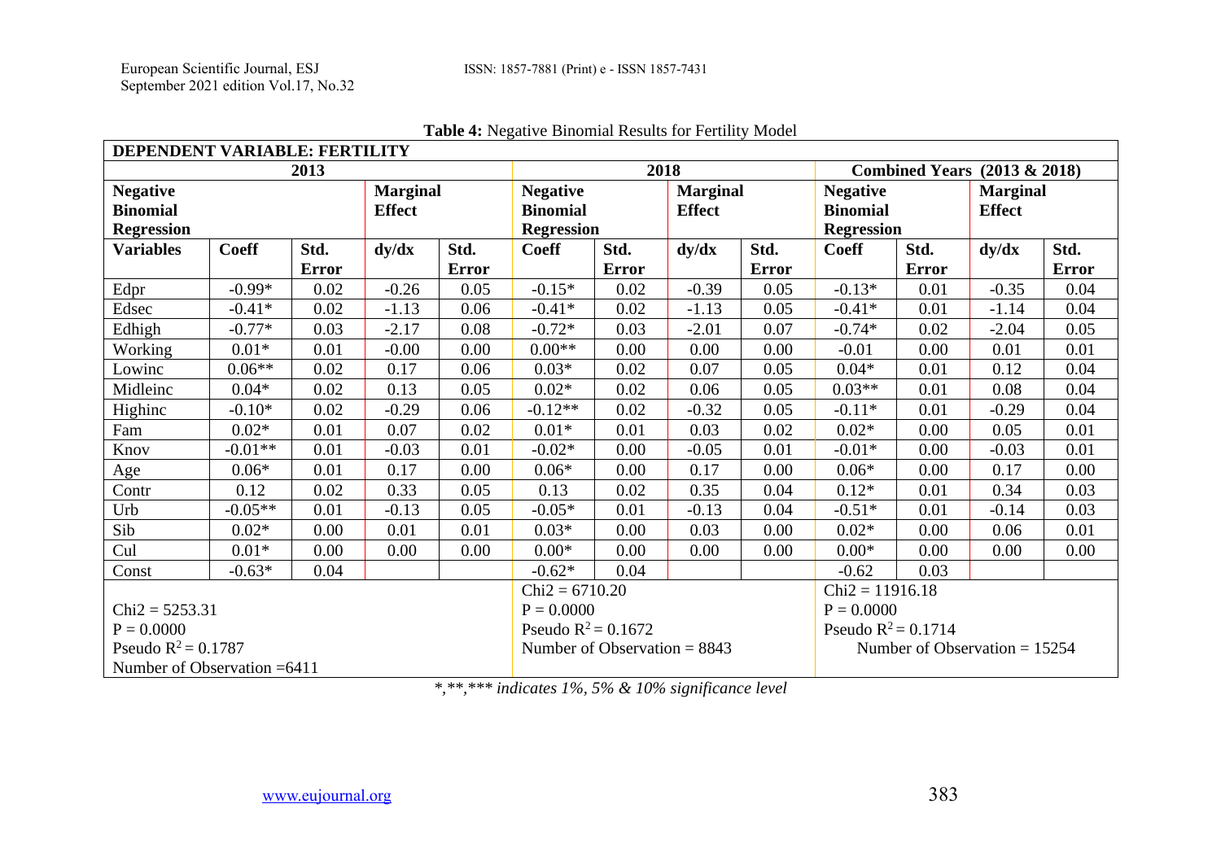**Table 4:** Negative Binomial Results for Fertility Model

| DEPENDENT VARIABLE: FERTILITY | | | | | | | | | | | | |
|---|---|---|---|---|---|---|---|---|---|---|---|---|
| 2013 | | | | | 2018 | | | | Combined Years (2013 & 2018) | | | |
| Negative Binomial Regression | | | Marginal Effect | | Negative Binomial Regression | | Marginal Effect | | Negative Binomial Regression | | Marginal Effect | |
| Variables | Coeff | Std. Error | dy/dx | Std. Error | Coeff | Std. Error | dy/dx | Std. Error | Coeff | Std. Error | dy/dx | Std. Error |
| Edpr | -0.99* | 0.02 | -0.26 | 0.05 | -0.15* | 0.02 | -0.39 | 0.05 | -0.13* | 0.01 | -0.35 | 0.04 |
| Edsec | -0.41* | 0.02 | -1.13 | 0.06 | -0.41* | 0.02 | -1.13 | 0.05 | -0.41* | 0.01 | -1.14 | 0.04 |
| Edhigh | -0.77* | 0.03 | -2.17 | 0.08 | -0.72* | 0.03 | -2.01 | 0.07 | -0.74* | 0.02 | -2.04 | 0.05 |
| Working | 0.01* | 0.01 | -0.00 | 0.00 | 0.00** | 0.00 | 0.00 | 0.00 | -0.01 | 0.00 | 0.01 | 0.01 |
| Lowinc | 0.06** | 0.02 | 0.17 | 0.06 | 0.03* | 0.02 | 0.07 | 0.05 | 0.04* | 0.01 | 0.12 | 0.04 |
| Midleinc | 0.04* | 0.02 | 0.13 | 0.05 | 0.02* | 0.02 | 0.06 | 0.05 | 0.03** | 0.01 | 0.08 | 0.04 |
| Highinc | -0.10* | 0.02 | -0.29 | 0.06 | -0.12** | 0.02 | -0.32 | 0.05 | -0.11* | 0.01 | -0.29 | 0.04 |
| Fam | 0.02* | 0.01 | 0.07 | 0.02 | 0.01* | 0.01 | 0.03 | 0.02 | 0.02* | 0.00 | 0.05 | 0.01 |
| Knov | -0.01** | 0.01 | -0.03 | 0.01 | -0.02* | 0.00 | -0.05 | 0.01 | -0.01* | 0.00 | -0.03 | 0.01 |
| Age | 0.06* | 0.01 | 0.17 | 0.00 | 0.06* | 0.00 | 0.17 | 0.00 | 0.06* | 0.00 | 0.17 | 0.00 |
| Contr | 0.12 | 0.02 | 0.33 | 0.05 | 0.13 | 0.02 | 0.35 | 0.04 | 0.12* | 0.01 | 0.34 | 0.03 |
| Urb | -0.05** | 0.01 | -0.13 | 0.05 | -0.05* | 0.01 | -0.13 | 0.04 | -0.51* | 0.01 | -0.14 | 0.03 |
| Sib | 0.02* | 0.00 | 0.01 | 0.01 | 0.03* | 0.00 | 0.03 | 0.00 | 0.02* | 0.00 | 0.06 | 0.01 |
| Cul | 0.01* | 0.00 | 0.00 | 0.00 | 0.00* | 0.00 | 0.00 | 0.00 | 0.00* | 0.00 | 0.00 | 0.00 |
| Const | -0.63* | 0.04 | | | -0.62* | 0.04 | | | -0.62 | 0.03 | | |
| Chi2 = 5253.31<br>P = 0.0000<br>Pseudo $R^2$ = 0.1787<br>Number of Observation =6411 | | | | | Chi2 = 6710.20<br>P = 0.0000<br>Pseudo $R^2$ = 0.1672<br>Number of Observation = 8843 | | | | Chi2 = 11916.18<br>P = 0.0000<br>Pseudo $R^2$ = 0.1714<br>Number of Observation = 15254 | | | |

*\*,\*\*,\*\*\* indicates 1%, 5% & 10% significance level*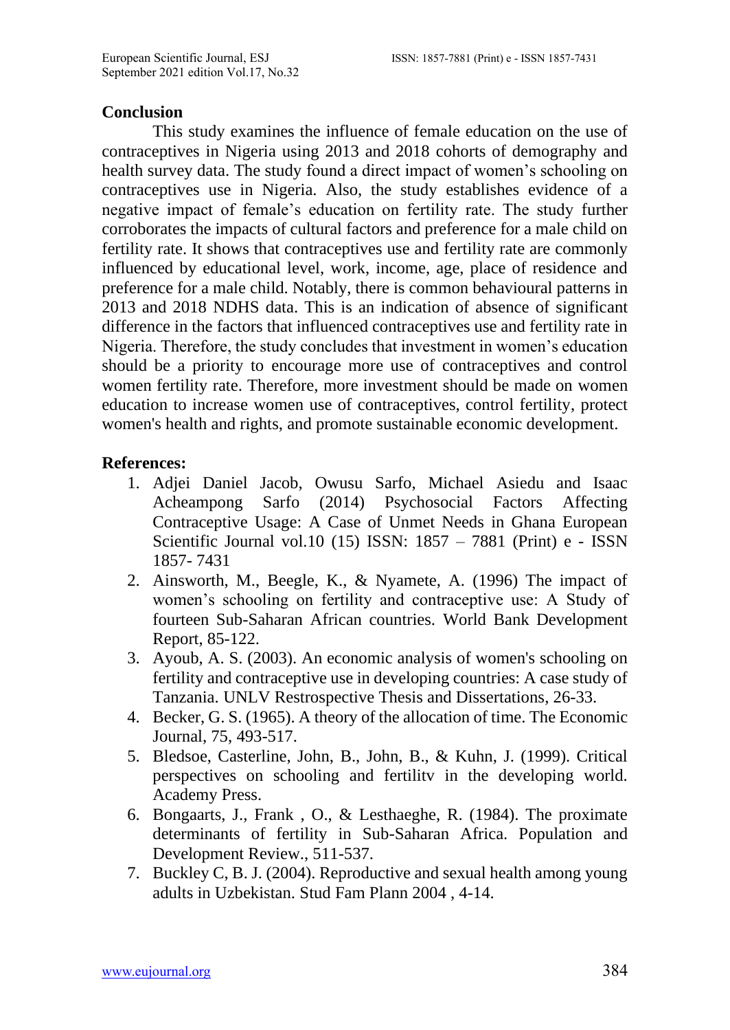## Conclusion

This study examines the influence of female education on the use of contraceptives in Nigeria using 2013 and 2018 cohorts of demography and health survey data. The study found a direct impact of women's schooling on contraceptives use in Nigeria. Also, the study establishes evidence of a negative impact of female's education on fertility rate. The study further corroborates the impacts of cultural factors and preference for a male child on fertility rate. It shows that contraceptives use and fertility rate are commonly influenced by educational level, work, income, age, place of residence and preference for a male child. Notably, there is common behavioural patterns in 2013 and 2018 NDHS data. This is an indication of absence of significant difference in the factors that influenced contraceptives use and fertility rate in Nigeria. Therefore, the study concludes that investment in women's education should be a priority to encourage more use of contraceptives and control women fertility rate. Therefore, more investment should be made on women education to increase women use of contraceptives, control fertility, protect women's health and rights, and promote sustainable economic development.

## References:

1. Adjei Daniel Jacob, Owusu Sarfo, Michael Asiedu and Isaac Acheampong Sarfo (2014) Psychosocial Factors Affecting Contraceptive Usage: A Case of Unmet Needs in Ghana European Scientific Journal vol.10 (15) ISSN: 1857 – 7881 (Print) e - ISSN 1857- 7431
2. Ainsworth, M., Beegle, K., & Nyamete, A. (1996) The impact of women's schooling on fertility and contraceptive use: A Study of fourteen Sub-Saharan African countries. World Bank Development Report, 85-122.
3. Ayoub, A. S. (2003). An economic analysis of women's schooling on fertility and contraceptive use in developing countries: A case study of Tanzania. UNLV Restrospective Thesis and Dissertations, 26-33.
4. Becker, G. S. (1965). A theory of the allocation of time. The Economic Journal, 75, 493-517.
5. Bledsoe, Casterline, John, B., John, B., & Kuhn, J. (1999). Critical perspectives on schooling and fertilitv in the developing world. Academy Press.
6. Bongaarts, J., Frank , O., & Lesthaeghe, R. (1984). The proximate determinants of fertility in Sub-Saharan Africa. Population and Development Review., 511-537.
7. Buckley C, B. J. (2004). Reproductive and sexual health among young adults in Uzbekistan. Stud Fam Plann 2004 , 4-14.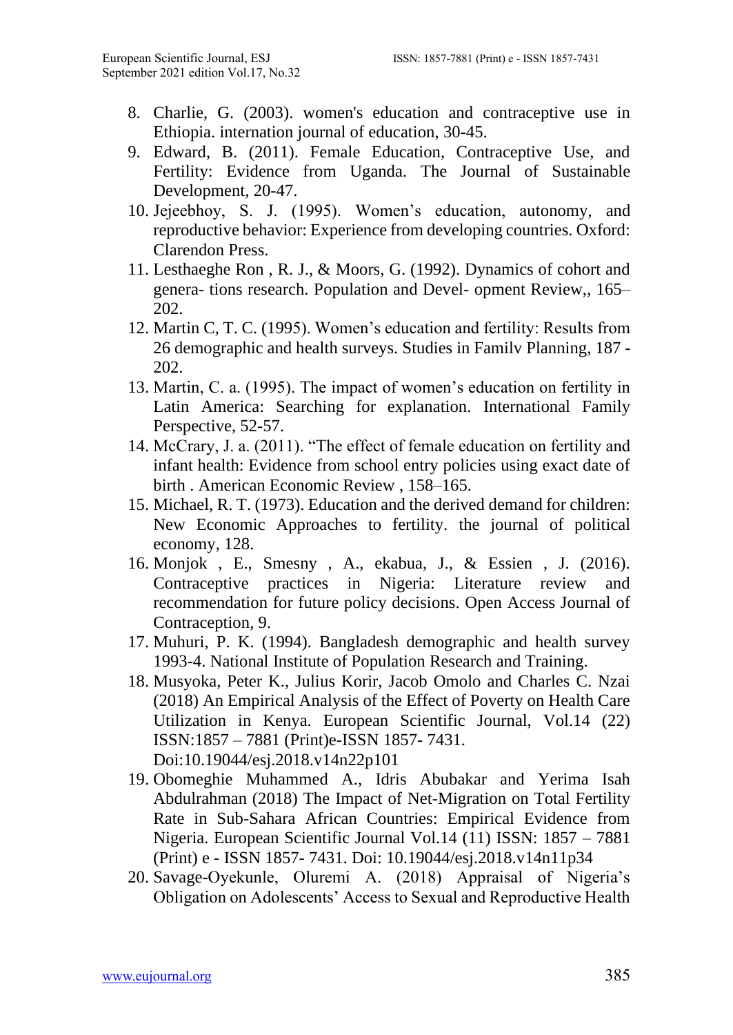8. Charlie, G. (2003). women's education and contraceptive use in Ethiopia. internation journal of education, 30-45.
9. Edward, B. (2011). Female Education, Contraceptive Use, and Fertility: Evidence from Uganda. The Journal of Sustainable Development, 20-47.
10. Jejeebhoy, S. J. (1995). Women's education, autonomy, and reproductive behavior: Experience from developing countries. Oxford: Clarendon Press.
11. Lesthaeghe Ron , R. J., & Moors, G. (1992). Dynamics of cohort and genera- tions research. Population and Devel- opment Review,, 165–202.
12. Martin C, T. C. (1995). Women's education and fertility: Results from 26 demographic and health surveys. Studies in Familv Planning, 187 - 202.
13. Martin, C. a. (1995). The impact of women's education on fertility in Latin America: Searching for explanation. International Family Perspective, 52-57.
14. McCrary, J. a. (2011). "The effect of female education on fertility and infant health: Evidence from school entry policies using exact date of birth . American Economic Review , 158–165.
15. Michael, R. T. (1973). Education and the derived demand for children: New Economic Approaches to fertility. the journal of political economy, 128.
16. Monjok , E., Smesny , A., ekabua, J., & Essien , J. (2016). Contraceptive practices in Nigeria: Literature review and recommendation for future policy decisions. Open Access Journal of Contraception, 9.
17. Muhuri, P. K. (1994). Bangladesh demographic and health survey 1993-4. National Institute of Population Research and Training.
18. Musyoka, Peter K., Julius Korir, Jacob Omolo and Charles C. Nzai (2018) An Empirical Analysis of the Effect of Poverty on Health Care Utilization in Kenya. European Scientific Journal, Vol.14 (22) ISSN:1857 – 7881 (Print)e-ISSN 1857- 7431. Doi:10.19044/esj.2018.v14n22p101
19. Obomeghie Muhammed A., Idris Abubakar and Yerima Isah Abdulrahman (2018) The Impact of Net-Migration on Total Fertility Rate in Sub-Sahara African Countries: Empirical Evidence from Nigeria. European Scientific Journal Vol.14 (11) ISSN: 1857 – 7881 (Print) e - ISSN 1857- 7431. Doi: 10.19044/esj.2018.v14n11p34
20. Savage-Oyekunle, Oluremi A. (2018) Appraisal of Nigeria's Obligation on Adolescents' Access to Sexual and Reproductive Health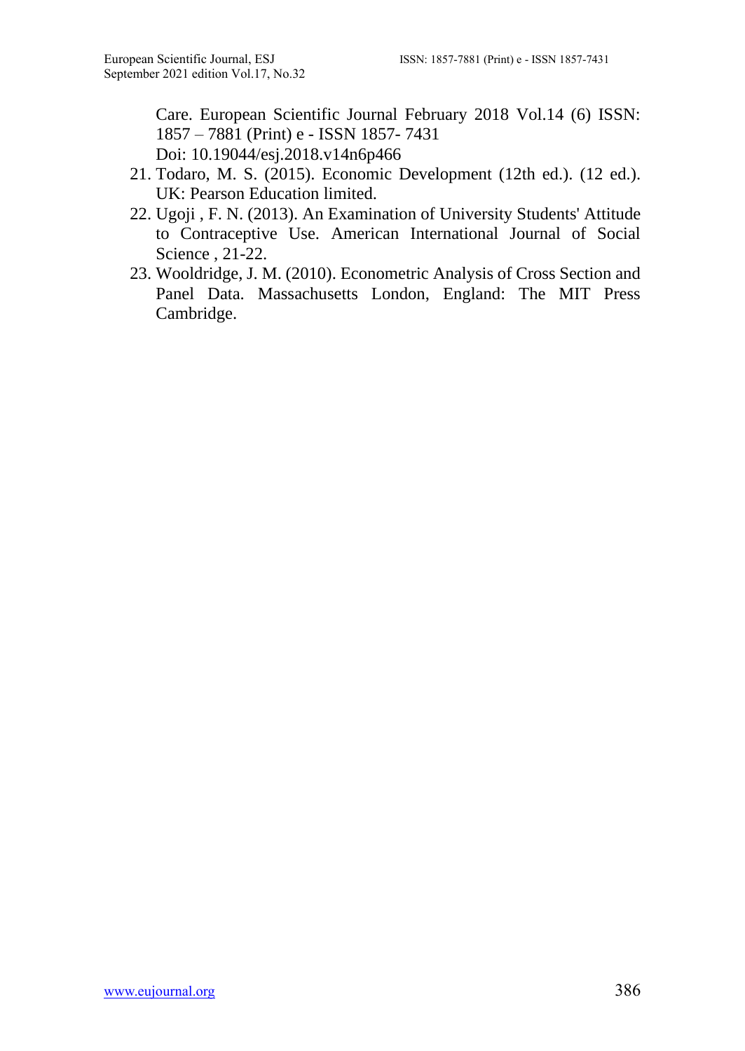Care. European Scientific Journal February 2018 Vol.14 (6) ISSN: 1857 – 7881 (Print) e - ISSN 1857- 7431
Doi: 10.19044/esj.2018.v14n6p466

21. Todaro, M. S. (2015). Economic Development (12th ed.). (12 ed.). UK: Pearson Education limited.
22. Ugoji , F. N. (2013). An Examination of University Students' Attitude to Contraceptive Use. American International Journal of Social Science , 21-22.
23. Wooldridge, J. M. (2010). Econometric Analysis of Cross Section and Panel Data. Massachusetts London, England: The MIT Press Cambridge.